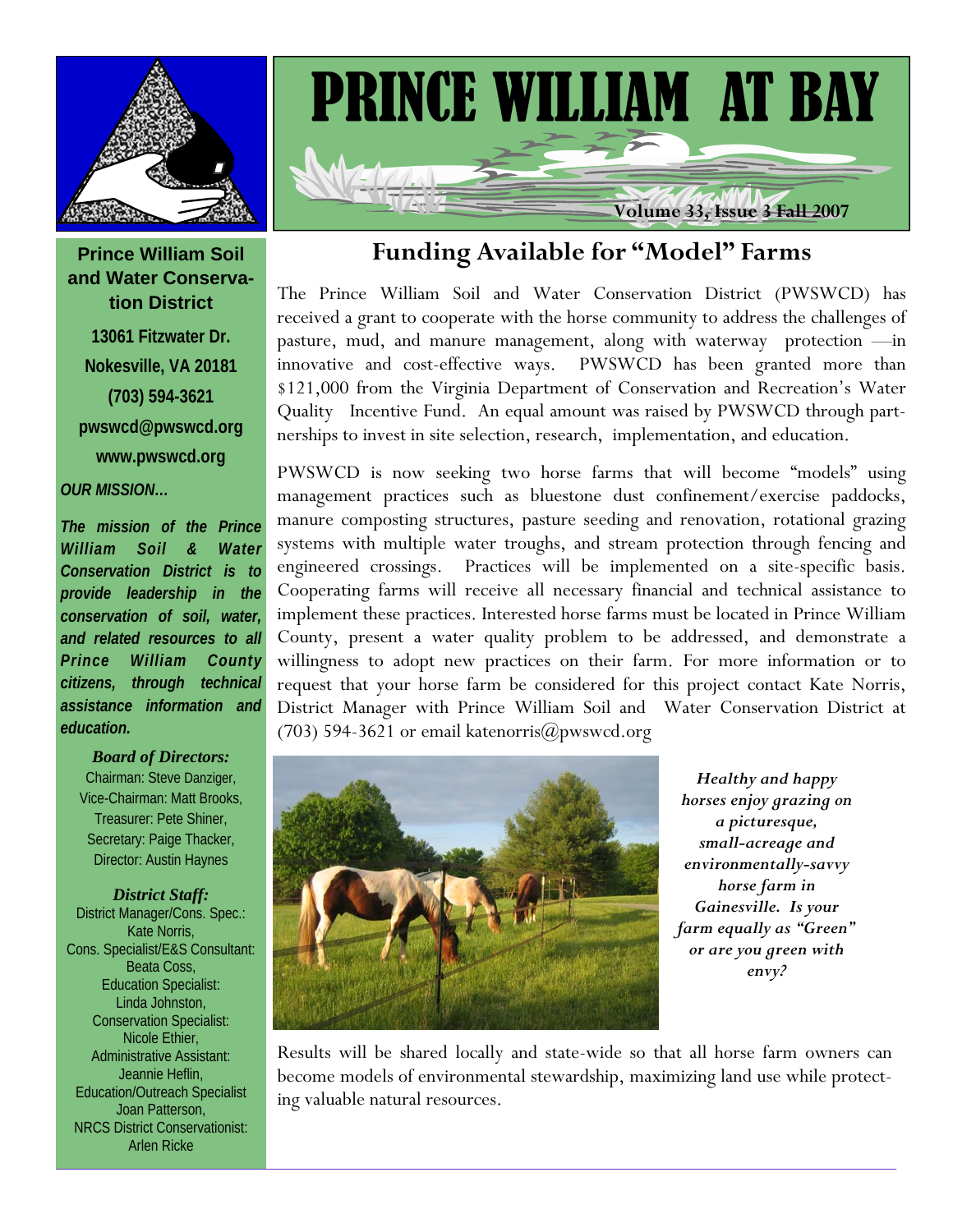# PRINCE WILLIAM AT BAY

**Volume 33, Issue 3 Fall 2007**

## Funding Available for "Model" Farms

The Prince William Soil and Water Conservation District (PWSWCD) has received a grant to cooperate with the horse community to address the challenges of pasture, mud, and manure management, along with waterway protection —in innovative and cost-effective ways. PWSWCD has been granted more than $121,000 from the Virginia Department of Conservation and Recreation's Water Quality Incentive Fund. An equal amount was raised by PWSWCD through partnerships to invest in site selection, research, implementation, and education.

PWSWCD is now seeking two horse farms that will become "models" using management practices such as bluestone dust confinement/exercise paddocks, manure composting structures, pasture seeding and renovation, rotational grazing systems with multiple water troughs, and stream protection through fencing and engineered crossings. Practices will be implemented on a site-specific basis. Cooperating farms will receive all necessary financial and technical assistance to implement these practices. Interested horse farms must be located in Prince William County, present a water quality problem to be addressed, and demonstrate a willingness to adopt new practices on their farm. For more information or to request that your horse farm be considered for this project contact Kate Norris, District Manager with Prince William Soil and Water Conservation District at (703) 594-3621 or email katenorris@pwswcd.org

*Healthy and happy horses enjoy grazing on a picturesque, small-acreage and environmentally-savvy horse farm in Gainesville. Is your farm equally as "Green" or are you green with envy?*

Results will be shared locally and state-wide so that all horse farm owners can become models of environmental stewardship, maximizing land use while protecting valuable natural resources.

---

**Prince William Soil and Water Conservation District**

**13061 Fitzwater Dr.**
**Nokesville, VA 20181**
**(703) 594-3621**
**pwswcd@pwswcd.org**
**www.pwswcd.org**

***OUR MISSION…***

***The mission of the Prince William Soil & Water Conservation District is to provide leadership in the conservation of soil, water, and related resources to all Prince William County citizens, through technical assistance information and education.***

***Board of Directors:***
Chairman: Steve Danziger,
Vice-Chairman: Matt Brooks,
Treasurer: Pete Shiner,
Secretary: Paige Thacker,
Director: Austin Haynes

***District Staff:***
District Manager/Cons. Spec.: Kate Norris,
Cons. Specialist/E&S Consultant: Beata Coss,
Education Specialist: Linda Johnston,
Conservation Specialist: Nicole Ethier,
Administrative Assistant: Jeannie Heflin,
Education/Outreach Specialist Joan Patterson,
NRCS District Conservationist: Arlen Ricke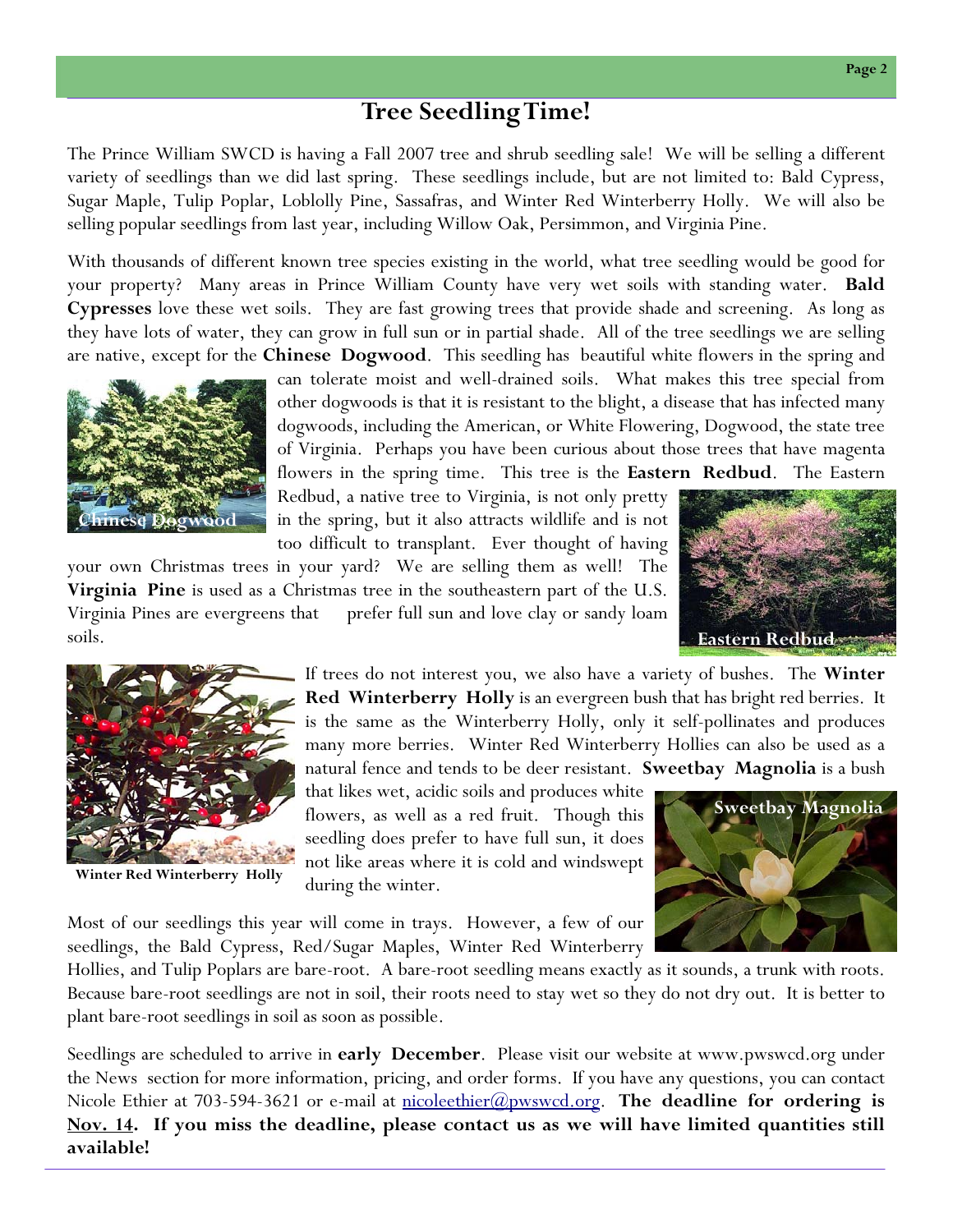# Tree Seedling Time!

The Prince William SWCD is having a Fall 2007 tree and shrub seedling sale! We will be selling a different variety of seedlings than we did last spring. These seedlings include, but are not limited to: Bald Cypress, Sugar Maple, Tulip Poplar, Loblolly Pine, Sassafras, and Winter Red Winterberry Holly. We will also be selling popular seedlings from last year, including Willow Oak, Persimmon, and Virginia Pine.

With thousands of different known tree species existing in the world, what tree seedling would be good for your property? Many areas in Prince William County have very wet soils with standing water. **Bald Cypresses** love these wet soils. They are fast growing trees that provide shade and screening. As long as they have lots of water, they can grow in full sun or in partial shade. All of the tree seedlings we are selling are native, except for the **Chinese Dogwood**. This seedling has beautiful white flowers in the spring and can tolerate moist and well-drained soils. What makes this tree special from other dogwoods is that it is resistant to the blight, a disease that has infected many dogwoods, including the American, or White Flowering, Dogwood, the state tree of Virginia. Perhaps you have been curious about those trees that have magenta flowers in the spring time. This tree is the **Eastern Redbud**. The Eastern Redbud, a native tree to Virginia, is not only pretty in the spring, but it also attracts wildlife and is not too difficult to transplant. Ever thought of having your own Christmas trees in your yard? We are selling them as well! The **Virginia Pine** is used as a Christmas tree in the southeastern part of the U.S. Virginia Pines are evergreens that prefer full sun and love clay or sandy loam soils.

Chinese Dogwood

Eastern Redbud

If trees do not interest you, we also have a variety of bushes. The **Winter Red Winterberry Holly** is an evergreen bush that has bright red berries. It is the same as the Winterberry Holly, only it self-pollinates and produces many more berries. Winter Red Winterberry Hollies can also be used as a natural fence and tends to be deer resistant. **Sweetbay Magnolia** is a bush that likes wet, acidic soils and produces white flowers, as well as a red fruit. Though this seedling does prefer to have full sun, it does not like areas where it is cold and windswept during the winter.

**Winter Red Winterberry Holly**

Sweetbay Magnolia

Most of our seedlings this year will come in trays. However, a few of our seedlings, the Bald Cypress, Red/Sugar Maples, Winter Red Winterberry Hollies, and Tulip Poplars are bare-root. A bare-root seedling means exactly as it sounds, a trunk with roots. Because bare-root seedlings are not in soil, their roots need to stay wet so they do not dry out. It is better to plant bare-root seedlings in soil as soon as possible.

Seedlings are scheduled to arrive in **early December**. Please visit our website at www.pwswcd.org under the News section for more information, pricing, and order forms. If you have any questions, you can contact Nicole Ethier at 703-594-3621 or e-mail at nicoleethier@pwswcd.org. **The deadline for ordering is <u>Nov. 14</u>. If you miss the deadline, please contact us as we will have limited quantities still available!**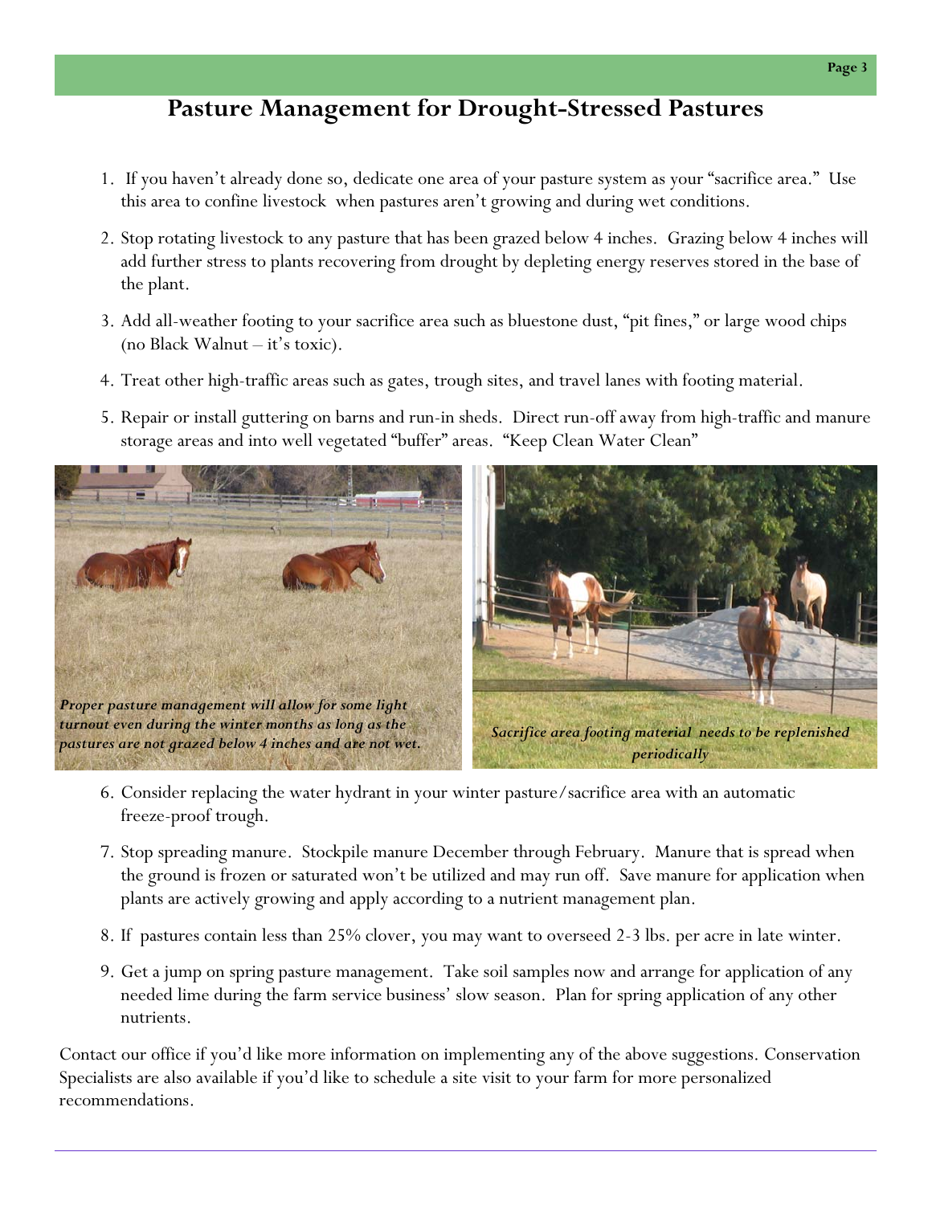# Pasture Management for Drought-Stressed Pastures

1. If you haven't already done so, dedicate one area of your pasture system as your "sacrifice area." Use this area to confine livestock when pastures aren't growing and during wet conditions.
2. Stop rotating livestock to any pasture that has been grazed below 4 inches. Grazing below 4 inches will add further stress to plants recovering from drought by depleting energy reserves stored in the base of the plant.
3. Add all-weather footing to your sacrifice area such as bluestone dust, "pit fines," or large wood chips (no Black Walnut – it's toxic).
4. Treat other high-traffic areas such as gates, trough sites, and travel lanes with footing material.
5. Repair or install guttering on barns and run-in sheds. Direct run-off away from high-traffic and manure storage areas and into well vegetated "buffer" areas. "Keep Clean Water Clean"

***Proper pasture management will allow for some light turnout even during the winter months as long as the pastures are not grazed below 4 inches and are not wet.***

***Sacrifice area footing material needs to be replenished periodically***

6. Consider replacing the water hydrant in your winter pasture/sacrifice area with an automatic freeze-proof trough.
7. Stop spreading manure. Stockpile manure December through February. Manure that is spread when the ground is frozen or saturated won't be utilized and may run off. Save manure for application when plants are actively growing and apply according to a nutrient management plan.
8. If pastures contain less than 25% clover, you may want to overseed 2-3 lbs. per acre in late winter.
9. Get a jump on spring pasture management. Take soil samples now and arrange for application of any needed lime during the farm service business' slow season. Plan for spring application of any other nutrients.

Contact our office if you'd like more information on implementing any of the above suggestions. Conservation Specialists are also available if you'd like to schedule a site visit to your farm for more personalized recommendations.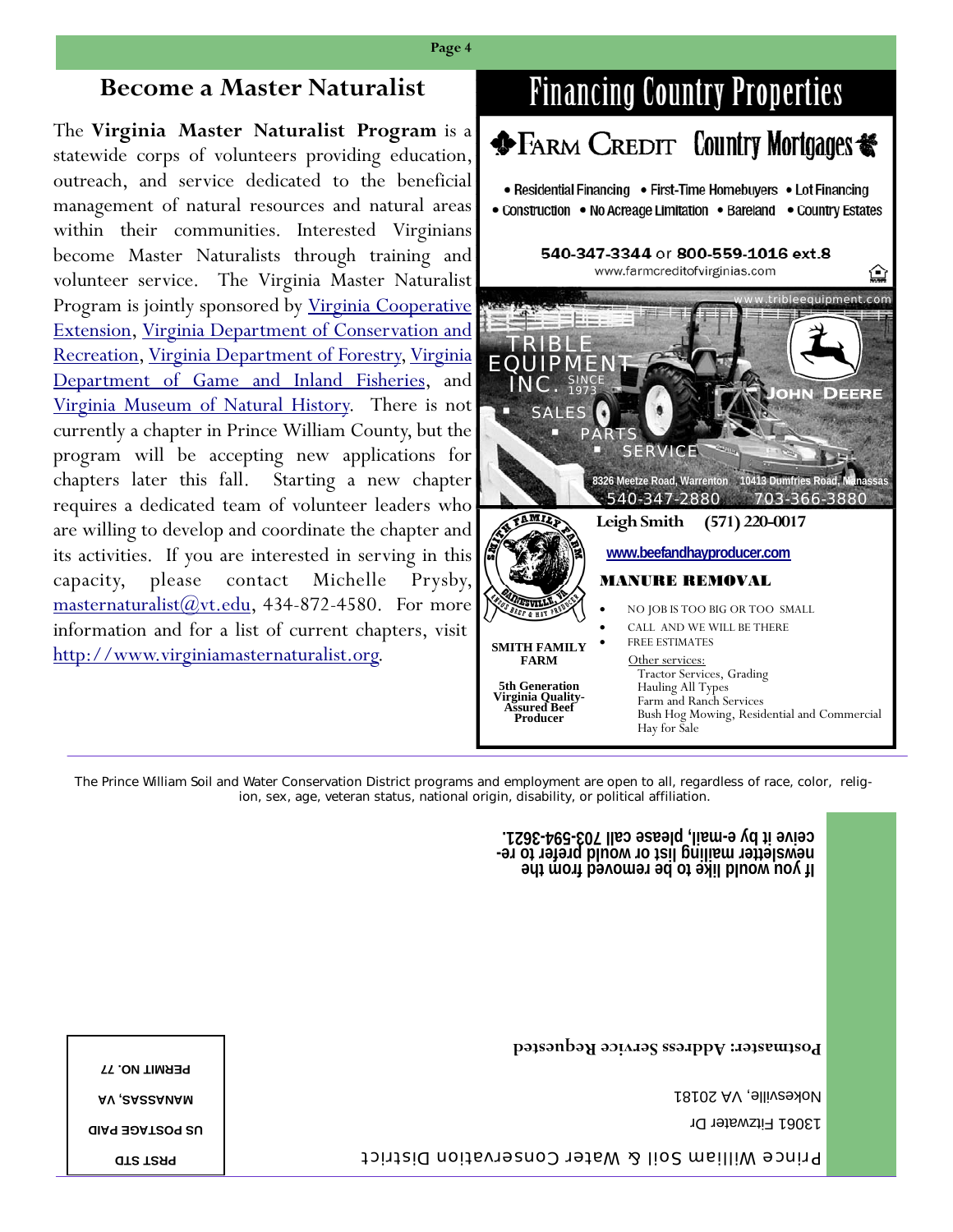## Become a Master Naturalist

The **Virginia Master Naturalist Program** is a statewide corps of volunteers providing education, outreach, and service dedicated to the beneficial management of natural resources and natural areas within their communities. Interested Virginians become Master Naturalists through training and volunteer service. The Virginia Master Naturalist Program is jointly sponsored by Virginia Cooperative Extension, Virginia Department of Conservation and Recreation, Virginia Department of Forestry, Virginia Department of Game and Inland Fisheries, and Virginia Museum of Natural History. There is not currently a chapter in Prince William County, but the program will be accepting new applications for chapters later this fall. Starting a new chapter requires a dedicated team of volunteer leaders who are willing to develop and coordinate the chapter and its activities. If you are interested in serving in this capacity, please contact Michelle Prysby, masternaturalist@vt.edu, 434-872-4580. For more information and for a list of current chapters, visit http://www.virginiamasternaturalist.org.

## Financing Country Properties

**FARM CREDIT Country Mortgages**

- Residential Financing • First-Time Homebuyers • Lot Financing
- Construction • No Acreage Limitation • Bareland • Country Estates

540-347-3344 or 800-559-1016 ext.8
www.farmcreditofvirginias.com

**TRIBLE EQUIPMENT INC.** SINCE 1973

www.tribleequipment.com

- SALES
- PARTS
- SERVICE

JOHN DEERE

8326 Meetze Road, Warrenton 540-347-2880
10413 Dumfries Road, Manassas 703-366-3880

**SMITH FAMILY FARM**

5th Generation Virginia Quality-Assured Beef Producer

Leigh Smith (571) 220-0017

www.beefandhayproducer.com

**MANURE REMOVAL**

- NO JOB IS TOO BIG OR TOO SMALL
- CALL AND WE WILL BE THERE
- FREE ESTIMATES

Other services:
Tractor Services, Grading
Hauling All Types
Farm and Ranch Services
Bush Hog Mowing, Residential and Commercial
Hay for Sale

The Prince William Soil and Water Conservation District programs and employment are open to all, regardless of race, color, religion, sex, age, veteran status, national origin, disability, or political affiliation.

**If you would like to be removed from the newsletter mailing list or would prefer to receive it by e-mail, please call 703-594-3621.**

Prince William Soil & Water Conservation District
13061 Fitzwater Dr
Nokesville, VA 20181

**Postmaster: Address Service Requested**

PRST STD
US POSTAGE PAID
MANASSAS, VA
PERMIT NO. 77